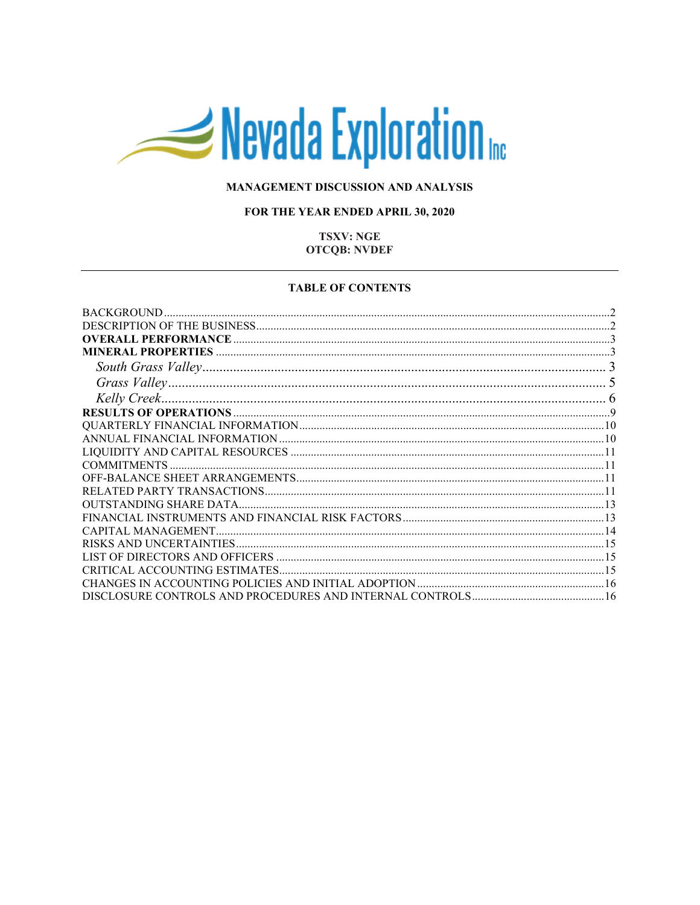# Nevada Exploration Inc

**MANAGEMENT DISCUSSION AND ANALYSIS**

**FOR THE YEAR ENDED APRIL 30, 2020**

**TSXV: NGE**
**OTCQB: NVDEF**

---

**TABLE OF CONTENTS**

| | |
|---|---|
| BACKGROUND | 2 |
| DESCRIPTION OF THE BUSINESS | 2 |
| **OVERALL PERFORMANCE** | 3 |
| **MINERAL PROPERTIES** | 3 |
| *South Grass Valley* | 3 |
| *Grass Valley* | 5 |
| *Kelly Creek* | 6 |
| **RESULTS OF OPERATIONS** | 9 |
| QUARTERLY FINANCIAL INFORMATION | 10 |
| ANNUAL FINANCIAL INFORMATION | 10 |
| LIQUIDITY AND CAPITAL RESOURCES | 11 |
| COMMITMENTS | 11 |
| OFF-BALANCE SHEET ARRANGEMENTS | 11 |
| RELATED PARTY TRANSACTIONS | 11 |
| OUTSTANDING SHARE DATA | 13 |
| FINANCIAL INSTRUMENTS AND FINANCIAL RISK FACTORS | 13 |
| CAPITAL MANAGEMENT | 14 |
| RISKS AND UNCERTAINTIES | 15 |
| LIST OF DIRECTORS AND OFFICERS | 15 |
| CRITICAL ACCOUNTING ESTIMATES | 15 |
| CHANGES IN ACCOUNTING POLICIES AND INITIAL ADOPTION | 16 |
| DISCLOSURE CONTROLS AND PROCEDURES AND INTERNAL CONTROLS | 16 |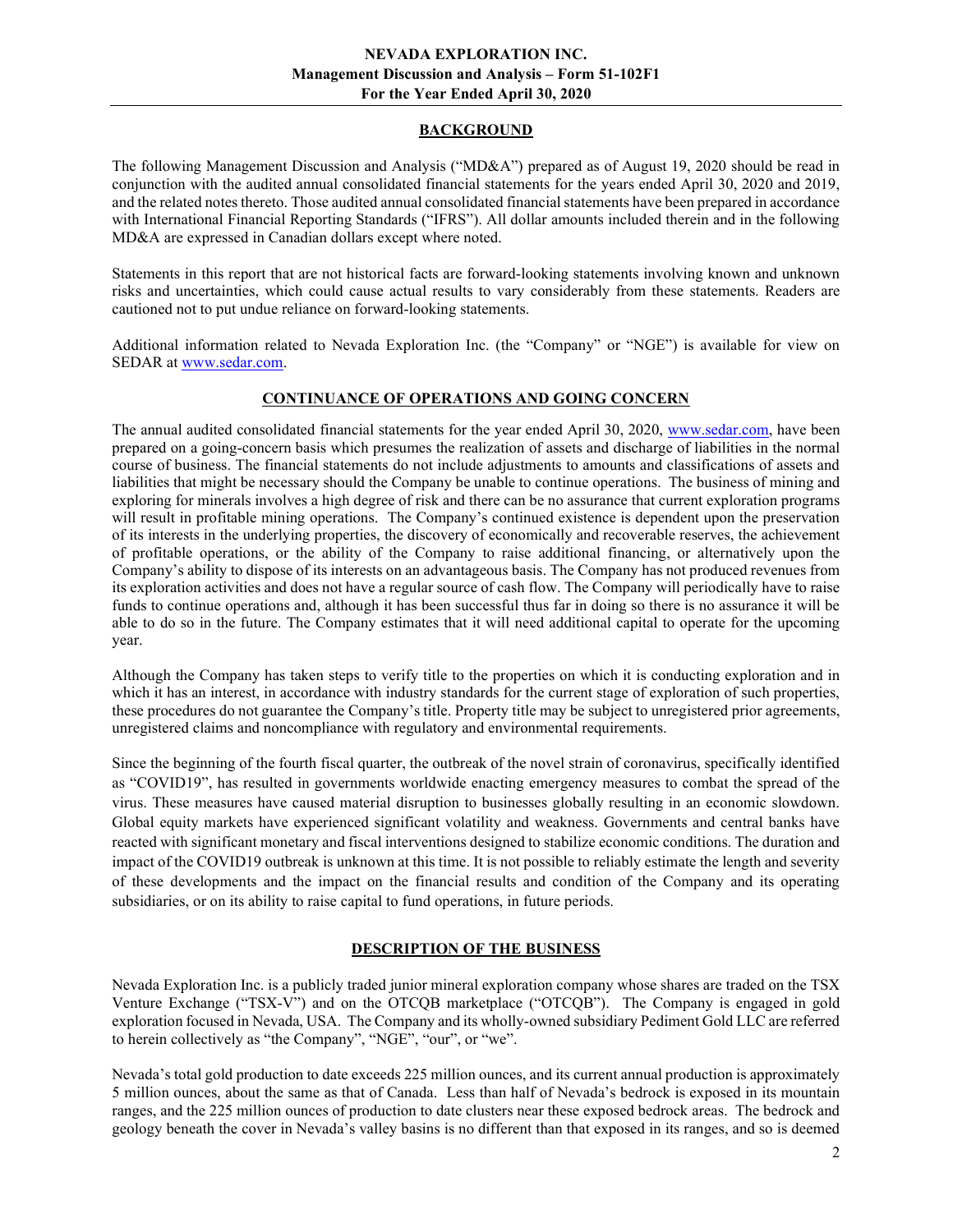## BACKGROUND

The following Management Discussion and Analysis ("MD&A") prepared as of August 19, 2020 should be read in conjunction with the audited annual consolidated financial statements for the years ended April 30, 2020 and 2019, and the related notes thereto. Those audited annual consolidated financial statements have been prepared in accordance with International Financial Reporting Standards ("IFRS"). All dollar amounts included therein and in the following MD&A are expressed in Canadian dollars except where noted.

Statements in this report that are not historical facts are forward-looking statements involving known and unknown risks and uncertainties, which could cause actual results to vary considerably from these statements. Readers are cautioned not to put undue reliance on forward-looking statements.

Additional information related to Nevada Exploration Inc. (the "Company" or "NGE") is available for view on SEDAR at www.sedar.com.

## CONTINUANCE OF OPERATIONS AND GOING CONCERN

The annual audited consolidated financial statements for the year ended April 30, 2020, www.sedar.com, have been prepared on a going-concern basis which presumes the realization of assets and discharge of liabilities in the normal course of business. The financial statements do not include adjustments to amounts and classifications of assets and liabilities that might be necessary should the Company be unable to continue operations. The business of mining and exploring for minerals involves a high degree of risk and there can be no assurance that current exploration programs will result in profitable mining operations. The Company's continued existence is dependent upon the preservation of its interests in the underlying properties, the discovery of economically and recoverable reserves, the achievement of profitable operations, or the ability of the Company to raise additional financing, or alternatively upon the Company's ability to dispose of its interests on an advantageous basis. The Company has not produced revenues from its exploration activities and does not have a regular source of cash flow. The Company will periodically have to raise funds to continue operations and, although it has been successful thus far in doing so there is no assurance it will be able to do so in the future. The Company estimates that it will need additional capital to operate for the upcoming year.

Although the Company has taken steps to verify title to the properties on which it is conducting exploration and in which it has an interest, in accordance with industry standards for the current stage of exploration of such properties, these procedures do not guarantee the Company's title. Property title may be subject to unregistered prior agreements, unregistered claims and noncompliance with regulatory and environmental requirements.

Since the beginning of the fourth fiscal quarter, the outbreak of the novel strain of coronavirus, specifically identified as "COVID19", has resulted in governments worldwide enacting emergency measures to combat the spread of the virus. These measures have caused material disruption to businesses globally resulting in an economic slowdown. Global equity markets have experienced significant volatility and weakness. Governments and central banks have reacted with significant monetary and fiscal interventions designed to stabilize economic conditions. The duration and impact of the COVID19 outbreak is unknown at this time. It is not possible to reliably estimate the length and severity of these developments and the impact on the financial results and condition of the Company and its operating subsidiaries, or on its ability to raise capital to fund operations, in future periods.

## DESCRIPTION OF THE BUSINESS

Nevada Exploration Inc. is a publicly traded junior mineral exploration company whose shares are traded on the TSX Venture Exchange ("TSX-V") and on the OTCQB marketplace ("OTCQB"). The Company is engaged in gold exploration focused in Nevada, USA. The Company and its wholly-owned subsidiary Pediment Gold LLC are referred to herein collectively as "the Company", "NGE", "our", or "we".

Nevada's total gold production to date exceeds 225 million ounces, and its current annual production is approximately 5 million ounces, about the same as that of Canada. Less than half of Nevada's bedrock is exposed in its mountain ranges, and the 225 million ounces of production to date clusters near these exposed bedrock areas. The bedrock and geology beneath the cover in Nevada's valley basins is no different than that exposed in its ranges, and so is deemed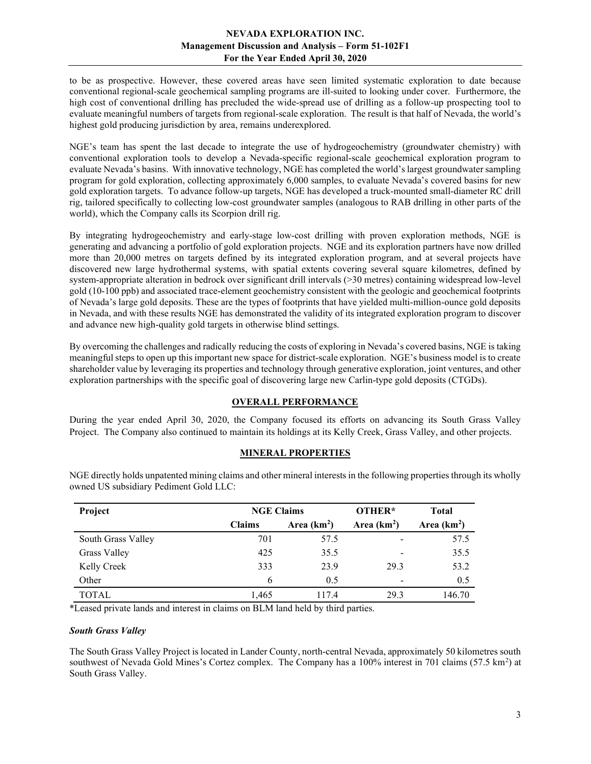to be as prospective. However, these covered areas have seen limited systematic exploration to date because conventional regional-scale geochemical sampling programs are ill-suited to looking under cover. Furthermore, the high cost of conventional drilling has precluded the wide-spread use of drilling as a follow-up prospecting tool to evaluate meaningful numbers of targets from regional-scale exploration. The result is that half of Nevada, the world's highest gold producing jurisdiction by area, remains underexplored.

NGE's team has spent the last decade to integrate the use of hydrogeochemistry (groundwater chemistry) with conventional exploration tools to develop a Nevada-specific regional-scale geochemical exploration program to evaluate Nevada's basins. With innovative technology, NGE has completed the world's largest groundwater sampling program for gold exploration, collecting approximately 6,000 samples, to evaluate Nevada's covered basins for new gold exploration targets. To advance follow-up targets, NGE has developed a truck-mounted small-diameter RC drill rig, tailored specifically to collecting low-cost groundwater samples (analogous to RAB drilling in other parts of the world), which the Company calls its Scorpion drill rig.

By integrating hydrogeochemistry and early-stage low-cost drilling with proven exploration methods, NGE is generating and advancing a portfolio of gold exploration projects. NGE and its exploration partners have now drilled more than 20,000 metres on targets defined by its integrated exploration program, and at several projects have discovered new large hydrothermal systems, with spatial extents covering several square kilometres, defined by system-appropriate alteration in bedrock over significant drill intervals (>30 metres) containing widespread low-level gold (10-100 ppb) and associated trace-element geochemistry consistent with the geologic and geochemical footprints of Nevada's large gold deposits. These are the types of footprints that have yielded multi-million-ounce gold deposits in Nevada, and with these results NGE has demonstrated the validity of its integrated exploration program to discover and advance new high-quality gold targets in otherwise blind settings.

By overcoming the challenges and radically reducing the costs of exploring in Nevada's covered basins, NGE is taking meaningful steps to open up this important new space for district-scale exploration. NGE's business model is to create shareholder value by leveraging its properties and technology through generative exploration, joint ventures, and other exploration partnerships with the specific goal of discovering large new Carlin-type gold deposits (CTGDs).

## OVERALL PERFORMANCE

During the year ended April 30, 2020, the Company focused its efforts on advancing its South Grass Valley Project. The Company also continued to maintain its holdings at its Kelly Creek, Grass Valley, and other projects.

## MINERAL PROPERTIES

NGE directly holds unpatented mining claims and other mineral interests in the following properties through its wholly owned US subsidiary Pediment Gold LLC:

| Project | NGE Claims | | OTHER* | Total |
|---|---|---|---|---|
| | Claims | Area (km$^2$) | Area (km$^2$) | Area (km$^2$) |
| South Grass Valley | 701 | 57.5 | - | 57.5 |
| Grass Valley | 425 | 35.5 | - | 35.5 |
| Kelly Creek | 333 | 23.9 | 29.3 | 53.2 |
| Other | 6 | 0.5 | - | 0.5 |
| TOTAL | 1,465 | 117.4 | 29.3 | 146.70 |

*Leased private lands and interest in claims on BLM land held by third parties.

### *South Grass Valley*

The South Grass Valley Project is located in Lander County, north-central Nevada, approximately 50 kilometres south southwest of Nevada Gold Mines's Cortez complex. The Company has a 100% interest in 701 claims (57.5 km$^2$) at South Grass Valley.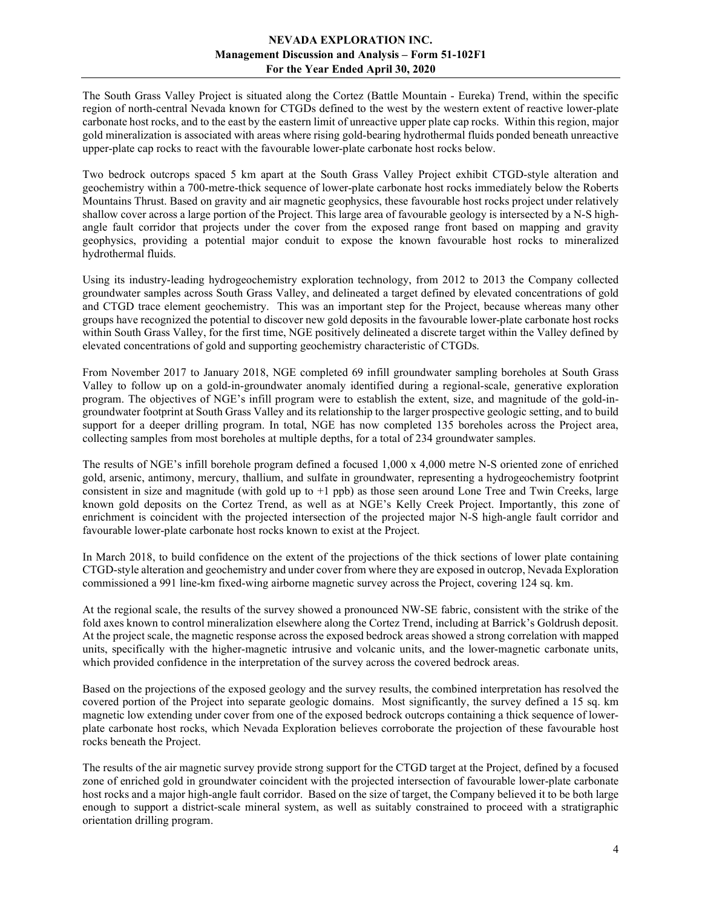The South Grass Valley Project is situated along the Cortez (Battle Mountain - Eureka) Trend, within the specific region of north-central Nevada known for CTGDs defined to the west by the western extent of reactive lower-plate carbonate host rocks, and to the east by the eastern limit of unreactive upper plate cap rocks. Within this region, major gold mineralization is associated with areas where rising gold-bearing hydrothermal fluids ponded beneath unreactive upper-plate cap rocks to react with the favourable lower-plate carbonate host rocks below.

Two bedrock outcrops spaced 5 km apart at the South Grass Valley Project exhibit CTGD-style alteration and geochemistry within a 700-metre-thick sequence of lower-plate carbonate host rocks immediately below the Roberts Mountains Thrust. Based on gravity and air magnetic geophysics, these favourable host rocks project under relatively shallow cover across a large portion of the Project. This large area of favourable geology is intersected by a N-S high-angle fault corridor that projects under the cover from the exposed range front based on mapping and gravity geophysics, providing a potential major conduit to expose the known favourable host rocks to mineralized hydrothermal fluids.

Using its industry-leading hydrogeochemistry exploration technology, from 2012 to 2013 the Company collected groundwater samples across South Grass Valley, and delineated a target defined by elevated concentrations of gold and CTGD trace element geochemistry. This was an important step for the Project, because whereas many other groups have recognized the potential to discover new gold deposits in the favourable lower-plate carbonate host rocks within South Grass Valley, for the first time, NGE positively delineated a discrete target within the Valley defined by elevated concentrations of gold and supporting geochemistry characteristic of CTGDs.

From November 2017 to January 2018, NGE completed 69 infill groundwater sampling boreholes at South Grass Valley to follow up on a gold-in-groundwater anomaly identified during a regional-scale, generative exploration program. The objectives of NGE's infill program were to establish the extent, size, and magnitude of the gold-in-groundwater footprint at South Grass Valley and its relationship to the larger prospective geologic setting, and to build support for a deeper drilling program. In total, NGE has now completed 135 boreholes across the Project area, collecting samples from most boreholes at multiple depths, for a total of 234 groundwater samples.

The results of NGE's infill borehole program defined a focused 1,000 x 4,000 metre N-S oriented zone of enriched gold, arsenic, antimony, mercury, thallium, and sulfate in groundwater, representing a hydrogeochemistry footprint consistent in size and magnitude (with gold up to +1 ppb) as those seen around Lone Tree and Twin Creeks, large known gold deposits on the Cortez Trend, as well as at NGE's Kelly Creek Project. Importantly, this zone of enrichment is coincident with the projected intersection of the projected major N-S high-angle fault corridor and favourable lower-plate carbonate host rocks known to exist at the Project.

In March 2018, to build confidence on the extent of the projections of the thick sections of lower plate containing CTGD-style alteration and geochemistry and under cover from where they are exposed in outcrop, Nevada Exploration commissioned a 991 line-km fixed-wing airborne magnetic survey across the Project, covering 124 sq. km.

At the regional scale, the results of the survey showed a pronounced NW-SE fabric, consistent with the strike of the fold axes known to control mineralization elsewhere along the Cortez Trend, including at Barrick's Goldrush deposit. At the project scale, the magnetic response across the exposed bedrock areas showed a strong correlation with mapped units, specifically with the higher-magnetic intrusive and volcanic units, and the lower-magnetic carbonate units, which provided confidence in the interpretation of the survey across the covered bedrock areas.

Based on the projections of the exposed geology and the survey results, the combined interpretation has resolved the covered portion of the Project into separate geologic domains. Most significantly, the survey defined a 15 sq. km magnetic low extending under cover from one of the exposed bedrock outcrops containing a thick sequence of lower-plate carbonate host rocks, which Nevada Exploration believes corroborate the projection of these favourable host rocks beneath the Project.

The results of the air magnetic survey provide strong support for the CTGD target at the Project, defined by a focused zone of enriched gold in groundwater coincident with the projected intersection of favourable lower-plate carbonate host rocks and a major high-angle fault corridor. Based on the size of target, the Company believed it to be both large enough to support a district-scale mineral system, as well as suitably constrained to proceed with a stratigraphic orientation drilling program.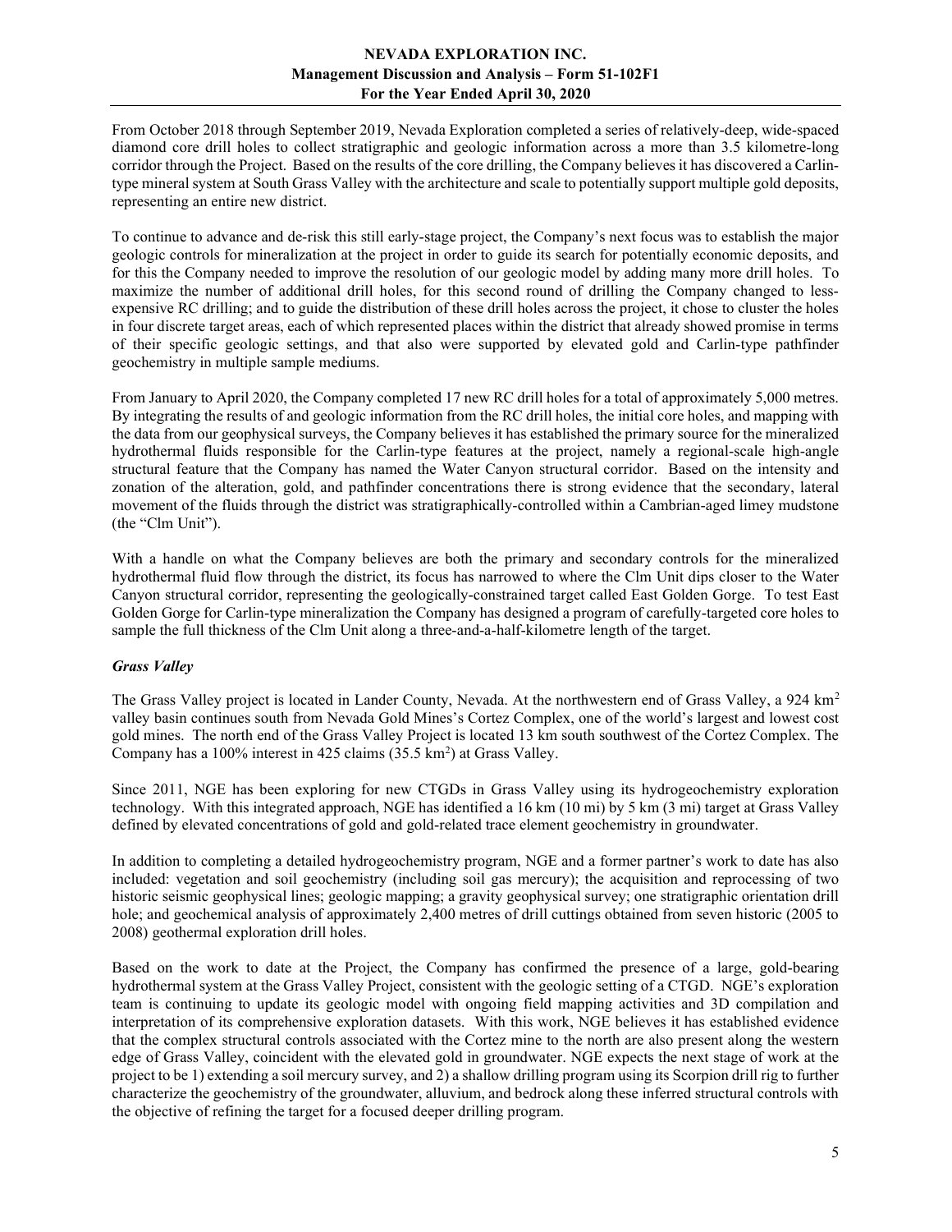From October 2018 through September 2019, Nevada Exploration completed a series of relatively-deep, wide-spaced diamond core drill holes to collect stratigraphic and geologic information across a more than 3.5 kilometre-long corridor through the Project. Based on the results of the core drilling, the Company believes it has discovered a Carlin-type mineral system at South Grass Valley with the architecture and scale to potentially support multiple gold deposits, representing an entire new district.

To continue to advance and de-risk this still early-stage project, the Company's next focus was to establish the major geologic controls for mineralization at the project in order to guide its search for potentially economic deposits, and for this the Company needed to improve the resolution of our geologic model by adding many more drill holes. To maximize the number of additional drill holes, for this second round of drilling the Company changed to less-expensive RC drilling; and to guide the distribution of these drill holes across the project, it chose to cluster the holes in four discrete target areas, each of which represented places within the district that already showed promise in terms of their specific geologic settings, and that also were supported by elevated gold and Carlin-type pathfinder geochemistry in multiple sample mediums.

From January to April 2020, the Company completed 17 new RC drill holes for a total of approximately 5,000 metres. By integrating the results of and geologic information from the RC drill holes, the initial core holes, and mapping with the data from our geophysical surveys, the Company believes it has established the primary source for the mineralized hydrothermal fluids responsible for the Carlin-type features at the project, namely a regional-scale high-angle structural feature that the Company has named the Water Canyon structural corridor. Based on the intensity and zonation of the alteration, gold, and pathfinder concentrations there is strong evidence that the secondary, lateral movement of the fluids through the district was stratigraphically-controlled within a Cambrian-aged limey mudstone (the "Clm Unit").

With a handle on what the Company believes are both the primary and secondary controls for the mineralized hydrothermal fluid flow through the district, its focus has narrowed to where the Clm Unit dips closer to the Water Canyon structural corridor, representing the geologically-constrained target called East Golden Gorge. To test East Golden Gorge for Carlin-type mineralization the Company has designed a program of carefully-targeted core holes to sample the full thickness of the Clm Unit along a three-and-a-half-kilometre length of the target.

### *Grass Valley*

The Grass Valley project is located in Lander County, Nevada. At the northwestern end of Grass Valley, a 924 $km^2$ valley basin continues south from Nevada Gold Mines's Cortez Complex, one of the world's largest and lowest cost gold mines. The north end of the Grass Valley Project is located 13 km south southwest of the Cortez Complex. The Company has a 100% interest in 425 claims (35.5 $km^2$) at Grass Valley.

Since 2011, NGE has been exploring for new CTGDs in Grass Valley using its hydrogeochemistry exploration technology. With this integrated approach, NGE has identified a 16 km (10 mi) by 5 km (3 mi) target at Grass Valley defined by elevated concentrations of gold and gold-related trace element geochemistry in groundwater.

In addition to completing a detailed hydrogeochemistry program, NGE and a former partner's work to date has also included: vegetation and soil geochemistry (including soil gas mercury); the acquisition and reprocessing of two historic seismic geophysical lines; geologic mapping; a gravity geophysical survey; one stratigraphic orientation drill hole; and geochemical analysis of approximately 2,400 metres of drill cuttings obtained from seven historic (2005 to 2008) geothermal exploration drill holes.

Based on the work to date at the Project, the Company has confirmed the presence of a large, gold-bearing hydrothermal system at the Grass Valley Project, consistent with the geologic setting of a CTGD. NGE's exploration team is continuing to update its geologic model with ongoing field mapping activities and 3D compilation and interpretation of its comprehensive exploration datasets. With this work, NGE believes it has established evidence that the complex structural controls associated with the Cortez mine to the north are also present along the western edge of Grass Valley, coincident with the elevated gold in groundwater. NGE expects the next stage of work at the project to be 1) extending a soil mercury survey, and 2) a shallow drilling program using its Scorpion drill rig to further characterize the geochemistry of the groundwater, alluvium, and bedrock along these inferred structural controls with the objective of refining the target for a focused deeper drilling program.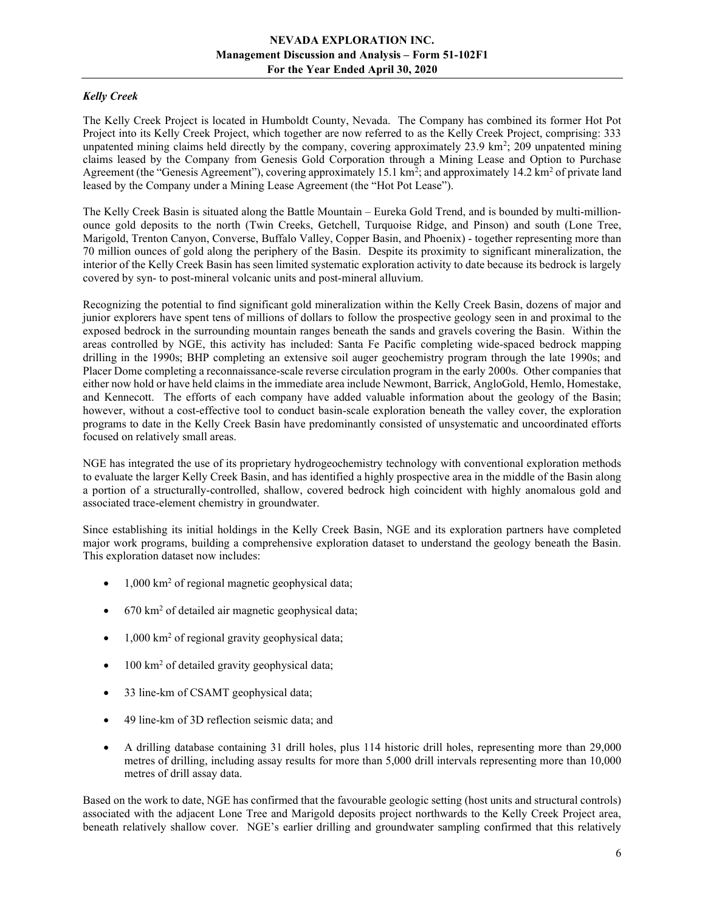### *Kelly Creek*

The Kelly Creek Project is located in Humboldt County, Nevada. The Company has combined its former Hot Pot Project into its Kelly Creek Project, which together are now referred to as the Kelly Creek Project, comprising: 333 unpatented mining claims held directly by the company, covering approximately 23.9 km$^2$; 209 unpatented mining claims leased by the Company from Genesis Gold Corporation through a Mining Lease and Option to Purchase Agreement (the "Genesis Agreement"), covering approximately 15.1 km$^2$; and approximately 14.2 km$^2$ of private land leased by the Company under a Mining Lease Agreement (the "Hot Pot Lease").

The Kelly Creek Basin is situated along the Battle Mountain – Eureka Gold Trend, and is bounded by multi-million-ounce gold deposits to the north (Twin Creeks, Getchell, Turquoise Ridge, and Pinson) and south (Lone Tree, Marigold, Trenton Canyon, Converse, Buffalo Valley, Copper Basin, and Phoenix) - together representing more than 70 million ounces of gold along the periphery of the Basin. Despite its proximity to significant mineralization, the interior of the Kelly Creek Basin has seen limited systematic exploration activity to date because its bedrock is largely covered by syn- to post-mineral volcanic units and post-mineral alluvium.

Recognizing the potential to find significant gold mineralization within the Kelly Creek Basin, dozens of major and junior explorers have spent tens of millions of dollars to follow the prospective geology seen in and proximal to the exposed bedrock in the surrounding mountain ranges beneath the sands and gravels covering the Basin. Within the areas controlled by NGE, this activity has included: Santa Fe Pacific completing wide-spaced bedrock mapping drilling in the 1990s; BHP completing an extensive soil auger geochemistry program through the late 1990s; and Placer Dome completing a reconnaissance-scale reverse circulation program in the early 2000s. Other companies that either now hold or have held claims in the immediate area include Newmont, Barrick, AngloGold, Hemlo, Homestake, and Kennecott. The efforts of each company have added valuable information about the geology of the Basin; however, without a cost-effective tool to conduct basin-scale exploration beneath the valley cover, the exploration programs to date in the Kelly Creek Basin have predominantly consisted of unsystematic and uncoordinated efforts focused on relatively small areas.

NGE has integrated the use of its proprietary hydrogeochemistry technology with conventional exploration methods to evaluate the larger Kelly Creek Basin, and has identified a highly prospective area in the middle of the Basin along a portion of a structurally-controlled, shallow, covered bedrock high coincident with highly anomalous gold and associated trace-element chemistry in groundwater.

Since establishing its initial holdings in the Kelly Creek Basin, NGE and its exploration partners have completed major work programs, building a comprehensive exploration dataset to understand the geology beneath the Basin. This exploration dataset now includes:

- 1,000 km$^2$ of regional magnetic geophysical data;
- 670 km$^2$ of detailed air magnetic geophysical data;
- 1,000 km$^2$ of regional gravity geophysical data;
- 100 km$^2$ of detailed gravity geophysical data;
- 33 line-km of CSAMT geophysical data;
- 49 line-km of 3D reflection seismic data; and
- A drilling database containing 31 drill holes, plus 114 historic drill holes, representing more than 29,000 metres of drilling, including assay results for more than 5,000 drill intervals representing more than 10,000 metres of drill assay data.

Based on the work to date, NGE has confirmed that the favourable geologic setting (host units and structural controls) associated with the adjacent Lone Tree and Marigold deposits project northwards to the Kelly Creek Project area, beneath relatively shallow cover. NGE's earlier drilling and groundwater sampling confirmed that this relatively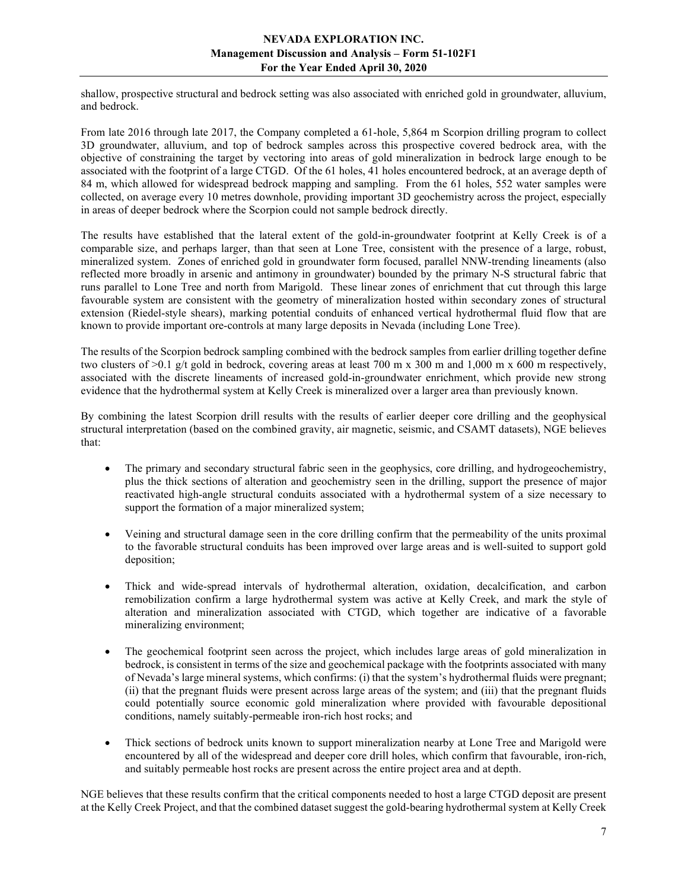shallow, prospective structural and bedrock setting was also associated with enriched gold in groundwater, alluvium, and bedrock.

From late 2016 through late 2017, the Company completed a 61-hole, 5,864 m Scorpion drilling program to collect 3D groundwater, alluvium, and top of bedrock samples across this prospective covered bedrock area, with the objective of constraining the target by vectoring into areas of gold mineralization in bedrock large enough to be associated with the footprint of a large CTGD. Of the 61 holes, 41 holes encountered bedrock, at an average depth of 84 m, which allowed for widespread bedrock mapping and sampling. From the 61 holes, 552 water samples were collected, on average every 10 metres downhole, providing important 3D geochemistry across the project, especially in areas of deeper bedrock where the Scorpion could not sample bedrock directly.

The results have established that the lateral extent of the gold-in-groundwater footprint at Kelly Creek is of a comparable size, and perhaps larger, than that seen at Lone Tree, consistent with the presence of a large, robust, mineralized system. Zones of enriched gold in groundwater form focused, parallel NNW-trending lineaments (also reflected more broadly in arsenic and antimony in groundwater) bounded by the primary N-S structural fabric that runs parallel to Lone Tree and north from Marigold. These linear zones of enrichment that cut through this large favourable system are consistent with the geometry of mineralization hosted within secondary zones of structural extension (Riedel-style shears), marking potential conduits of enhanced vertical hydrothermal fluid flow that are known to provide important ore-controls at many large deposits in Nevada (including Lone Tree).

The results of the Scorpion bedrock sampling combined with the bedrock samples from earlier drilling together define two clusters of >0.1 g/t gold in bedrock, covering areas at least 700 m x 300 m and 1,000 m x 600 m respectively, associated with the discrete lineaments of increased gold-in-groundwater enrichment, which provide new strong evidence that the hydrothermal system at Kelly Creek is mineralized over a larger area than previously known.

By combining the latest Scorpion drill results with the results of earlier deeper core drilling and the geophysical structural interpretation (based on the combined gravity, air magnetic, seismic, and CSAMT datasets), NGE believes that:

- The primary and secondary structural fabric seen in the geophysics, core drilling, and hydrogeochemistry, plus the thick sections of alteration and geochemistry seen in the drilling, support the presence of major reactivated high-angle structural conduits associated with a hydrothermal system of a size necessary to support the formation of a major mineralized system;

- Veining and structural damage seen in the core drilling confirm that the permeability of the units proximal to the favorable structural conduits has been improved over large areas and is well-suited to support gold deposition;

- Thick and wide-spread intervals of hydrothermal alteration, oxidation, decalcification, and carbon remobilization confirm a large hydrothermal system was active at Kelly Creek, and mark the style of alteration and mineralization associated with CTGD, which together are indicative of a favorable mineralizing environment;

- The geochemical footprint seen across the project, which includes large areas of gold mineralization in bedrock, is consistent in terms of the size and geochemical package with the footprints associated with many of Nevada's large mineral systems, which confirms: (i) that the system's hydrothermal fluids were pregnant; (ii) that the pregnant fluids were present across large areas of the system; and (iii) that the pregnant fluids could potentially source economic gold mineralization where provided with favourable depositional conditions, namely suitably-permeable iron-rich host rocks; and

- Thick sections of bedrock units known to support mineralization nearby at Lone Tree and Marigold were encountered by all of the widespread and deeper core drill holes, which confirm that favourable, iron-rich, and suitably permeable host rocks are present across the entire project area and at depth.

NGE believes that these results confirm that the critical components needed to host a large CTGD deposit are present at the Kelly Creek Project, and that the combined dataset suggest the gold-bearing hydrothermal system at Kelly Creek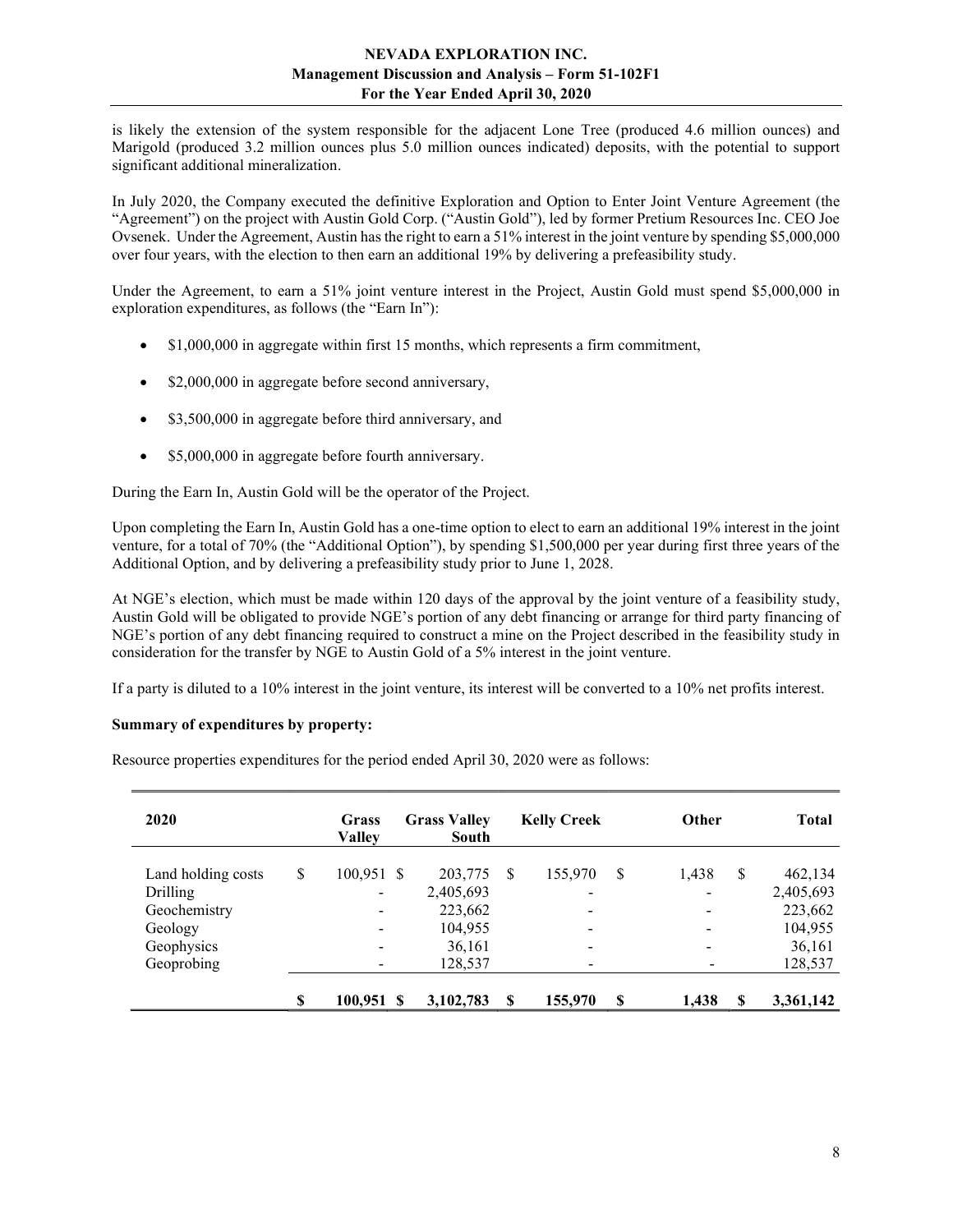is likely the extension of the system responsible for the adjacent Lone Tree (produced 4.6 million ounces) and Marigold (produced 3.2 million ounces plus 5.0 million ounces indicated) deposits, with the potential to support significant additional mineralization.

In July 2020, the Company executed the definitive Exploration and Option to Enter Joint Venture Agreement (the "Agreement") on the project with Austin Gold Corp. ("Austin Gold"), led by former Pretium Resources Inc. CEO Joe Ovsenek. Under the Agreement, Austin has the right to earn a 51% interest in the joint venture by spending $5,000,000 over four years, with the election to then earn an additional 19% by delivering a prefeasibility study.

Under the Agreement, to earn a 51% joint venture interest in the Project, Austin Gold must spend $5,000,000 in exploration expenditures, as follows (the "Earn In"):

- $1,000,000 in aggregate within first 15 months, which represents a firm commitment,
- $2,000,000 in aggregate before second anniversary,
- $3,500,000 in aggregate before third anniversary, and
- $5,000,000 in aggregate before fourth anniversary.

During the Earn In, Austin Gold will be the operator of the Project.

Upon completing the Earn In, Austin Gold has a one-time option to elect to earn an additional 19% interest in the joint venture, for a total of 70% (the "Additional Option"), by spending $1,500,000 per year during first three years of the Additional Option, and by delivering a prefeasibility study prior to June 1, 2028.

At NGE's election, which must be made within 120 days of the approval by the joint venture of a feasibility study, Austin Gold will be obligated to provide NGE's portion of any debt financing or arrange for third party financing of NGE's portion of any debt financing required to construct a mine on the Project described in the feasibility study in consideration for the transfer by NGE to Austin Gold of a 5% interest in the joint venture.

If a party is diluted to a 10% interest in the joint venture, its interest will be converted to a 10% net profits interest.

**Summary of expenditures by property:**

Resource properties expenditures for the period ended April 30, 2020 were as follows:

| 2020 | Grass Valley | Grass Valley South | Kelly Creek | Other | Total |
|---|---|---|---|---|---|
| Land holding costs | $ 100,951 | $ 203,775 | $ 155,970 | $ 1,438 | $ 462,134 |
| Drilling | - | 2,405,693 | - | - | 2,405,693 |
| Geochemistry | - | 223,662 | - | - | 223,662 |
| Geology | - | 104,955 | - | - | 104,955 |
| Geophysics | - | 36,161 | - | - | 36,161 |
| Geoprobing | - | 128,537 | - | - | 128,537 |
| | **$ 100,951** | **$ 3,102,783** | **$ 155,970** | **$ 1,438** | **$ 3,361,142** |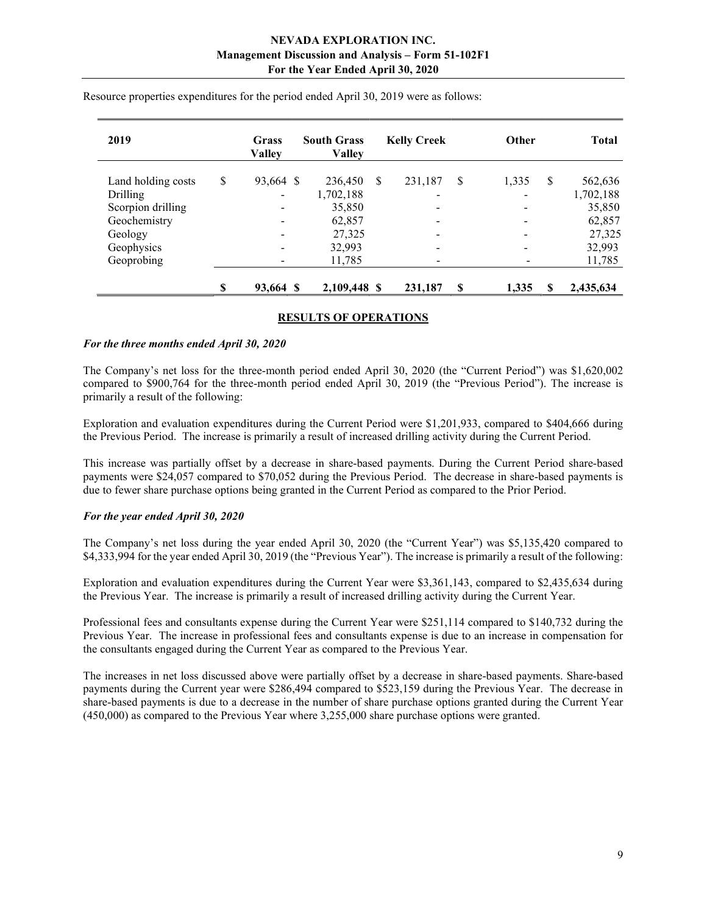Resource properties expenditures for the period ended April 30, 2019 were as follows:

| 2019 | Grass Valley | South Grass Valley | Kelly Creek | Other | Total |
|---|---|---|---|---|---|
| Land holding costs | $ 93,664 | $ 236,450 | $ 231,187 | $ 1,335 | $ 562,636 |
| Drilling | - | 1,702,188 | - | - | 1,702,188 |
| Scorpion drilling | - | 35,850 | - | - | 35,850 |
| Geochemistry | - | 62,857 | - | - | 62,857 |
| Geology | - | 27,325 | - | - | 27,325 |
| Geophysics | - | 32,993 | - | - | 32,993 |
| Geoprobing | - | 11,785 | - | - | 11,785 |
| | **$ 93,664** | **$ 2,109,448** | **$ 231,187** | **$ 1,335** | **$ 2,435,634** |

## RESULTS OF OPERATIONS

***For the three months ended April 30, 2020***

The Company's net loss for the three-month period ended April 30, 2020 (the "Current Period") was $1,620,002 compared to $900,764 for the three-month period ended April 30, 2019 (the "Previous Period"). The increase is primarily a result of the following:

Exploration and evaluation expenditures during the Current Period were $1,201,933, compared to $404,666 during the Previous Period. The increase is primarily a result of increased drilling activity during the Current Period.

This increase was partially offset by a decrease in share-based payments. During the Current Period share-based payments were $24,057 compared to $70,052 during the Previous Period. The decrease in share-based payments is due to fewer share purchase options being granted in the Current Period as compared to the Prior Period.

***For the year ended April 30, 2020***

The Company's net loss during the year ended April 30, 2020 (the "Current Year") was $5,135,420 compared to $4,333,994 for the year ended April 30, 2019 (the "Previous Year"). The increase is primarily a result of the following:

Exploration and evaluation expenditures during the Current Year were $3,361,143, compared to $2,435,634 during the Previous Year. The increase is primarily a result of increased drilling activity during the Current Year.

Professional fees and consultants expense during the Current Year were $251,114 compared to $140,732 during the Previous Year. The increase in professional fees and consultants expense is due to an increase in compensation for the consultants engaged during the Current Year as compared to the Previous Year.

The increases in net loss discussed above were partially offset by a decrease in share-based payments. Share-based payments during the Current year were $286,494 compared to $523,159 during the Previous Year. The decrease in share-based payments is due to a decrease in the number of share purchase options granted during the Current Year (450,000) as compared to the Previous Year where 3,255,000 share purchase options were granted.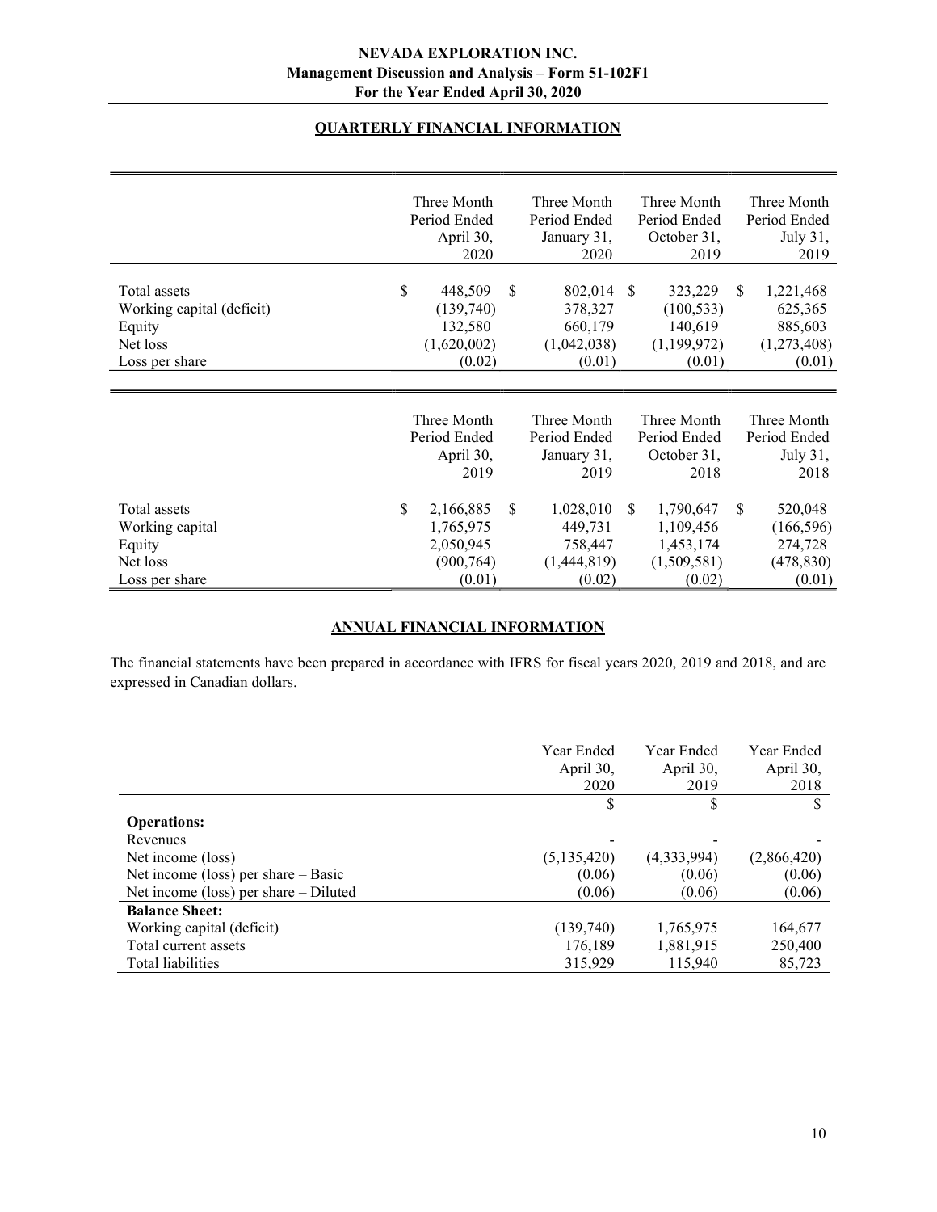## QUARTERLY FINANCIAL INFORMATION

| | Three Month Period Ended April 30, 2020 | Three Month Period Ended January 31, 2020 | Three Month Period Ended October 31, 2019 | Three Month Period Ended July 31, 2019 |
|---|---|---|---|---|
| Total assets | $ 448,509 | $ 802,014 | $ 323,229 | $ 1,221,468 |
| Working capital (deficit) | (139,740) | 378,327 | (100,533) | 625,365 |
| Equity | 132,580 | 660,179 | 140,619 | 885,603 |
| Net loss | (1,620,002) | (1,042,038) | (1,199,972) | (1,273,408) |
| Loss per share | (0.02) | (0.01) | (0.01) | (0.01) |

| | Three Month Period Ended April 30, 2019 | Three Month Period Ended January 31, 2019 | Three Month Period Ended October 31, 2018 | Three Month Period Ended July 31, 2018 |
|---|---|---|---|---|
| Total assets | $ 2,166,885 | $ 1,028,010 | $ 1,790,647 | $ 520,048 |
| Working capital | 1,765,975 | 449,731 | 1,109,456 | (166,596) |
| Equity | 2,050,945 | 758,447 | 1,453,174 | 274,728 |
| Net loss | (900,764) | (1,444,819) | (1,509,581) | (478,830) |
| Loss per share | (0.01) | (0.02) | (0.02) | (0.01) |

## ANNUAL FINANCIAL INFORMATION

The financial statements have been prepared in accordance with IFRS for fiscal years 2020, 2019 and 2018, and are expressed in Canadian dollars.

| | Year Ended April 30, 2020 | Year Ended April 30, 2019 | Year Ended April 30, 2018 |
|---|---|---|---|
| | $ | $ | $ |
| **Operations:** | | | |
| Revenues | - | - | - |
| Net income (loss) | (5,135,420) | (4,333,994) | (2,866,420) |
| Net income (loss) per share – Basic | (0.06) | (0.06) | (0.06) |
| Net income (loss) per share – Diluted | (0.06) | (0.06) | (0.06) |
| **Balance Sheet:** | | | |
| Working capital (deficit) | (139,740) | 1,765,975 | 164,677 |
| Total current assets | 176,189 | 1,881,915 | 250,400 |
| Total liabilities | 315,929 | 115,940 | 85,723 |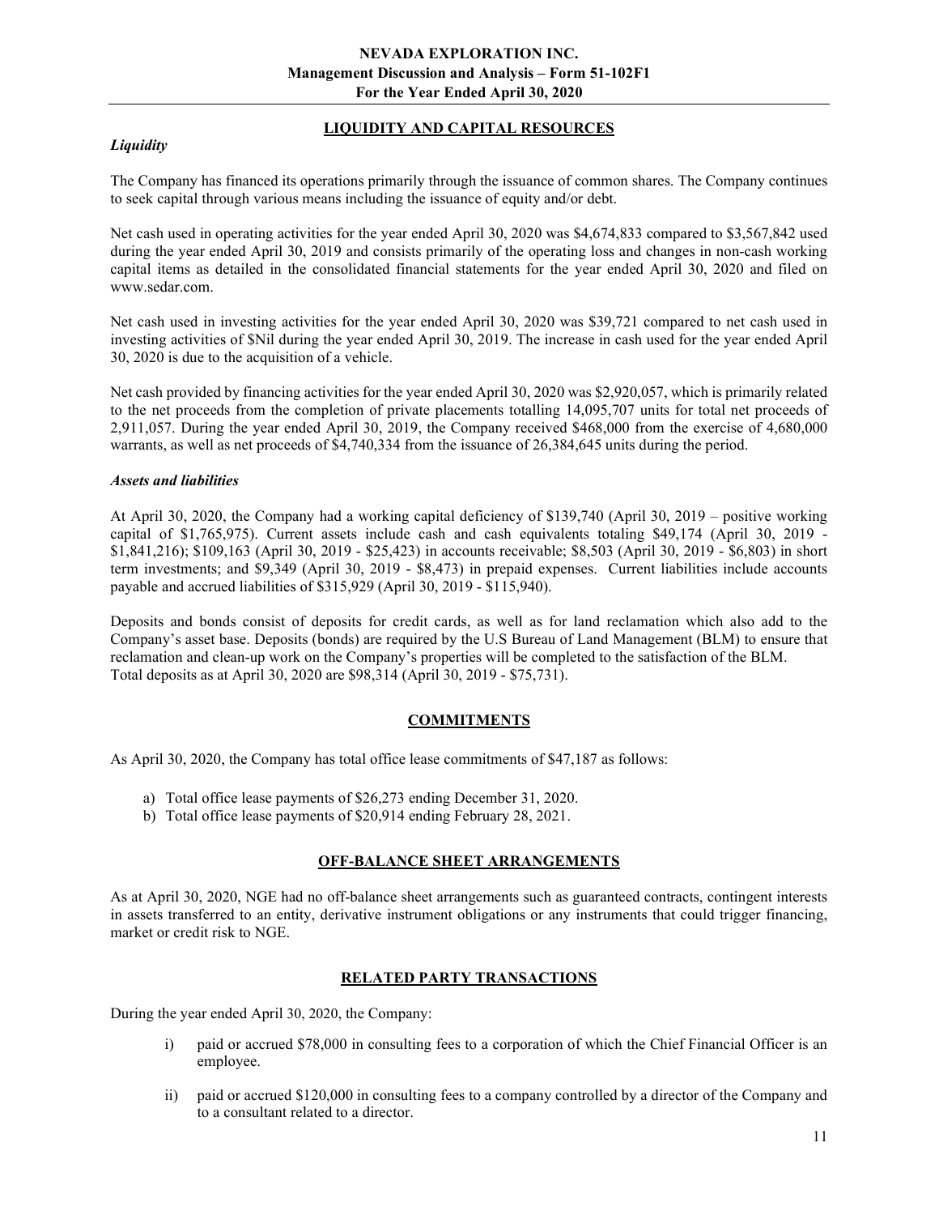## LIQUIDITY AND CAPITAL RESOURCES

### *Liquidity*

The Company has financed its operations primarily through the issuance of common shares. The Company continues to seek capital through various means including the issuance of equity and/or debt.

Net cash used in operating activities for the year ended April 30, 2020 was $4,674,833 compared to $3,567,842 used during the year ended April 30, 2019 and consists primarily of the operating loss and changes in non-cash working capital items as detailed in the consolidated financial statements for the year ended April 30, 2020 and filed on www.sedar.com.

Net cash used in investing activities for the year ended April 30, 2020 was $39,721 compared to net cash used in investing activities of $Nil during the year ended April 30, 2019. The increase in cash used for the year ended April 30, 2020 is due to the acquisition of a vehicle.

Net cash provided by financing activities for the year ended April 30, 2020 was $2,920,057, which is primarily related to the net proceeds from the completion of private placements totalling 14,095,707 units for total net proceeds of 2,911,057. During the year ended April 30, 2019, the Company received $468,000 from the exercise of 4,680,000 warrants, as well as net proceeds of $4,740,334 from the issuance of 26,384,645 units during the period.

### *Assets and liabilities*

At April 30, 2020, the Company had a working capital deficiency of $139,740 (April 30, 2019 – positive working capital of $1,765,975). Current assets include cash and cash equivalents totaling $49,174 (April 30, 2019 - $1,841,216); $109,163 (April 30, 2019 - $25,423) in accounts receivable; $8,503 (April 30, 2019 - $6,803) in short term investments; and $9,349 (April 30, 2019 - $8,473) in prepaid expenses. Current liabilities include accounts payable and accrued liabilities of $315,929 (April 30, 2019 - $115,940).

Deposits and bonds consist of deposits for credit cards, as well as for land reclamation which also add to the Company's asset base. Deposits (bonds) are required by the U.S Bureau of Land Management (BLM) to ensure that reclamation and clean-up work on the Company's properties will be completed to the satisfaction of the BLM. Total deposits as at April 30, 2020 are $98,314 (April 30, 2019 - $75,731).

## COMMITMENTS

As April 30, 2020, the Company has total office lease commitments of $47,187 as follows:

a) Total office lease payments of $26,273 ending December 31, 2020.
b) Total office lease payments of $20,914 ending February 28, 2021.

## OFF-BALANCE SHEET ARRANGEMENTS

As at April 30, 2020, NGE had no off-balance sheet arrangements such as guaranteed contracts, contingent interests in assets transferred to an entity, derivative instrument obligations or any instruments that could trigger financing, market or credit risk to NGE.

## RELATED PARTY TRANSACTIONS

During the year ended April 30, 2020, the Company:

i) paid or accrued $78,000 in consulting fees to a corporation of which the Chief Financial Officer is an employee.

ii) paid or accrued $120,000 in consulting fees to a company controlled by a director of the Company and to a consultant related to a director.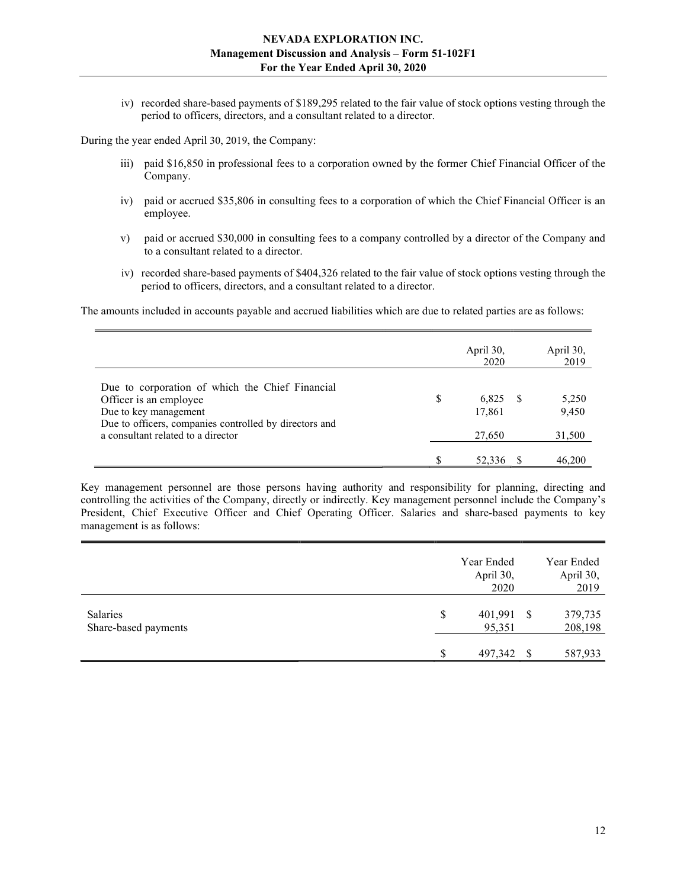iv) recorded share-based payments of $189,295 related to the fair value of stock options vesting through the period to officers, directors, and a consultant related to a director.

During the year ended April 30, 2019, the Company:

iii) paid $16,850 in professional fees to a corporation owned by the former Chief Financial Officer of the Company.

iv) paid or accrued $35,806 in consulting fees to a corporation of which the Chief Financial Officer is an employee.

v) paid or accrued $30,000 in consulting fees to a company controlled by a director of the Company and to a consultant related to a director.

iv) recorded share-based payments of $404,326 related to the fair value of stock options vesting through the period to officers, directors, and a consultant related to a director.

The amounts included in accounts payable and accrued liabilities which are due to related parties are as follows:

| | April 30, 2020 | April 30, 2019 |
|---|---|---|
| Due to corporation of which the Chief Financial Officer is an employee | $ 6,825 | $ 5,250 |
| Due to key management | 17,861 | 9,450 |
| Due to officers, companies controlled by directors and a consultant related to a director | 27,650 | 31,500 |
| | $ 52,336 | $ 46,200 |

Key management personnel are those persons having authority and responsibility for planning, directing and controlling the activities of the Company, directly or indirectly. Key management personnel include the Company's President, Chief Executive Officer and Chief Operating Officer. Salaries and share-based payments to key management is as follows:

| | Year Ended April 30, 2020 | Year Ended April 30, 2019 |
|---|---|---|
| Salaries | $ 401,991 | $ 379,735 |
| Share-based payments | 95,351 | 208,198 |
| | $ 497,342 | $ 587,933 |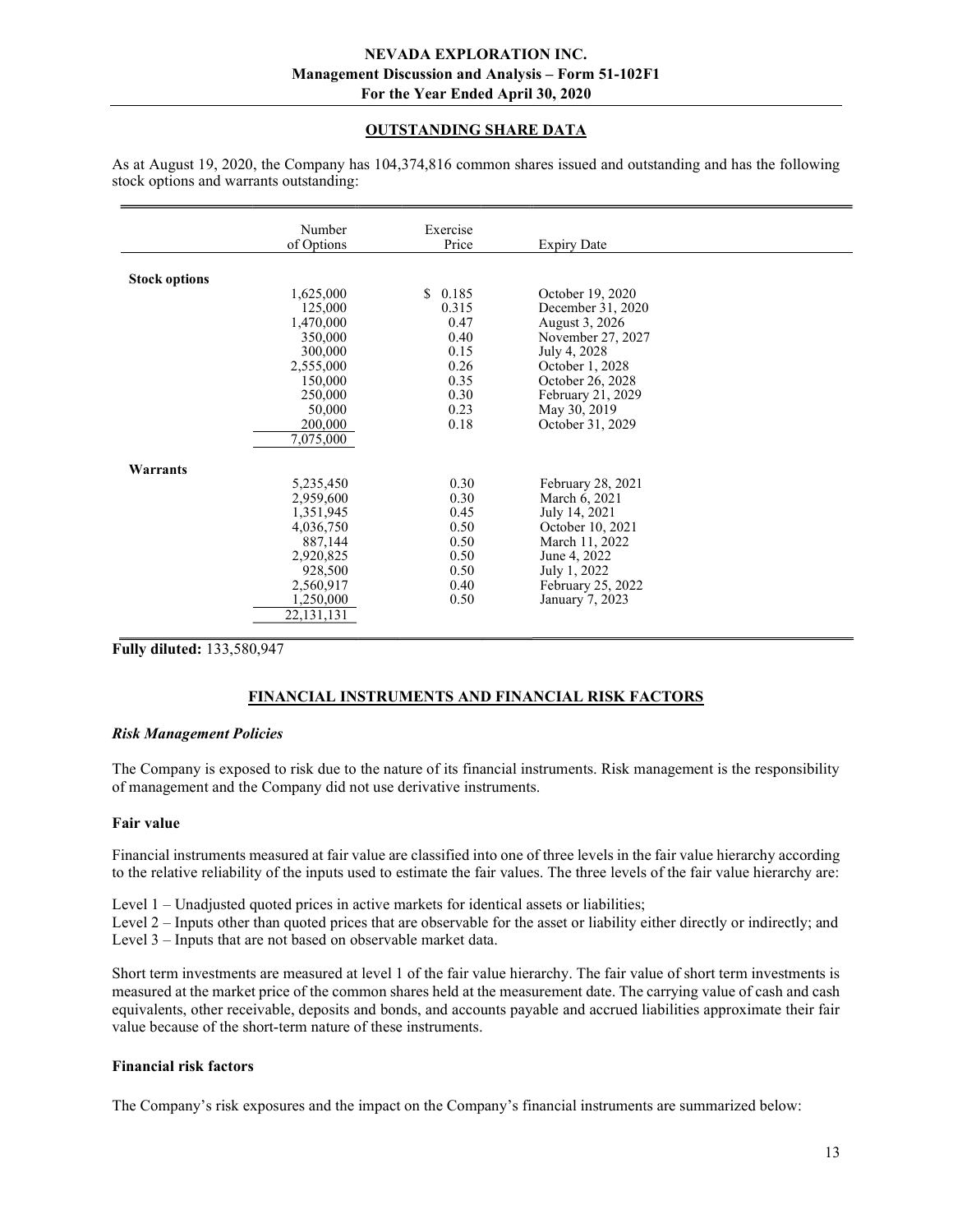## OUTSTANDING SHARE DATA

As at August 19, 2020, the Company has 104,374,816 common shares issued and outstanding and has the following stock options and warrants outstanding:

| | Number of Options | Exercise Price | Expiry Date |
|---|---|---|---|
| **Stock options** | | | |
| | 1,625,000 | $ 0.185 | October 19, 2020 |
| | 125,000 | 0.315 | December 31, 2020 |
| | 1,470,000 | 0.47 | August 3, 2026 |
| | 350,000 | 0.40 | November 27, 2027 |
| | 300,000 | 0.15 | July 4, 2028 |
| | 2,555,000 | 0.26 | October 1, 2028 |
| | 150,000 | 0.35 | October 26, 2028 |
| | 250,000 | 0.30 | February 21, 2029 |
| | 50,000 | 0.23 | May 30, 2019 |
| | 200,000 | 0.18 | October 31, 2029 |
| | 7,075,000 | | |
| **Warrants** | | | |
| | 5,235,450 | 0.30 | February 28, 2021 |
| | 2,959,600 | 0.30 | March 6, 2021 |
| | 1,351,945 | 0.45 | July 14, 2021 |
| | 4,036,750 | 0.50 | October 10, 2021 |
| | 887,144 | 0.50 | March 11, 2022 |
| | 2,920,825 | 0.50 | June 4, 2022 |
| | 928,500 | 0.50 | July 1, 2022 |
| | 2,560,917 | 0.40 | February 25, 2022 |
| | 1,250,000 | 0.50 | January 7, 2023 |
| | 22,131,131 | | |

**Fully diluted:** 133,580,947

## FINANCIAL INSTRUMENTS AND FINANCIAL RISK FACTORS

### *Risk Management Policies*

The Company is exposed to risk due to the nature of its financial instruments. Risk management is the responsibility of management and the Company did not use derivative instruments.

### Fair value

Financial instruments measured at fair value are classified into one of three levels in the fair value hierarchy according to the relative reliability of the inputs used to estimate the fair values. The three levels of the fair value hierarchy are:

Level 1 – Unadjusted quoted prices in active markets for identical assets or liabilities;
Level 2 – Inputs other than quoted prices that are observable for the asset or liability either directly or indirectly; and
Level 3 – Inputs that are not based on observable market data.

Short term investments are measured at level 1 of the fair value hierarchy. The fair value of short term investments is measured at the market price of the common shares held at the measurement date. The carrying value of cash and cash equivalents, other receivable, deposits and bonds, and accounts payable and accrued liabilities approximate their fair value because of the short-term nature of these instruments.

### Financial risk factors

The Company's risk exposures and the impact on the Company's financial instruments are summarized below: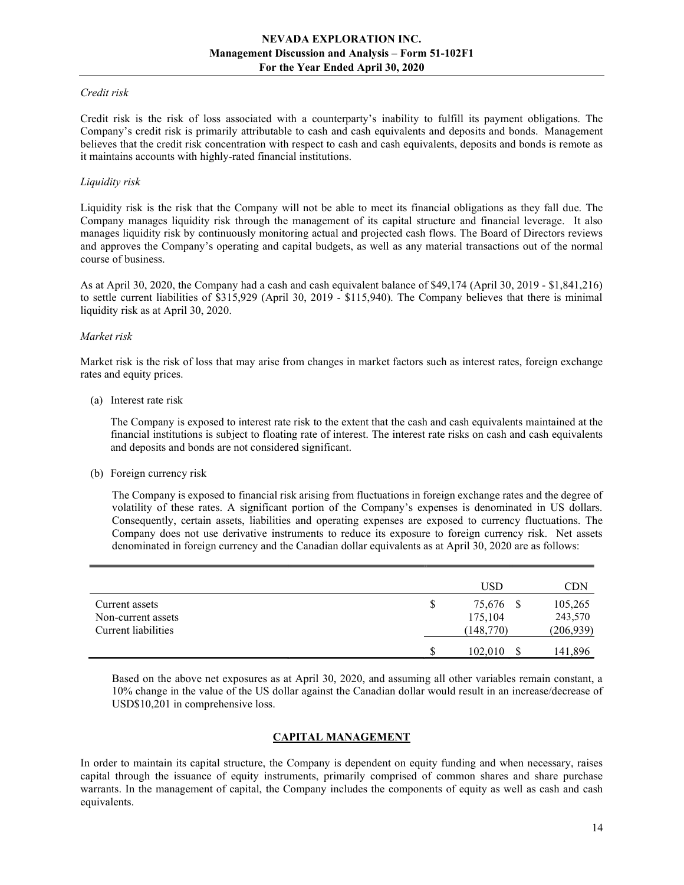*Credit risk*

Credit risk is the risk of loss associated with a counterparty's inability to fulfill its payment obligations. The Company's credit risk is primarily attributable to cash and cash equivalents and deposits and bonds. Management believes that the credit risk concentration with respect to cash and cash equivalents, deposits and bonds is remote as it maintains accounts with highly-rated financial institutions.

*Liquidity risk*

Liquidity risk is the risk that the Company will not be able to meet its financial obligations as they fall due. The Company manages liquidity risk through the management of its capital structure and financial leverage. It also manages liquidity risk by continuously monitoring actual and projected cash flows. The Board of Directors reviews and approves the Company's operating and capital budgets, as well as any material transactions out of the normal course of business.

As at April 30, 2020, the Company had a cash and cash equivalent balance of $49,174 (April 30, 2019 - $1,841,216) to settle current liabilities of $315,929 (April 30, 2019 - $115,940). The Company believes that there is minimal liquidity risk as at April 30, 2020.

*Market risk*

Market risk is the risk of loss that may arise from changes in market factors such as interest rates, foreign exchange rates and equity prices.

(a) Interest rate risk

The Company is exposed to interest rate risk to the extent that the cash and cash equivalents maintained at the financial institutions is subject to floating rate of interest. The interest rate risks on cash and cash equivalents and deposits and bonds are not considered significant.

(b) Foreign currency risk

The Company is exposed to financial risk arising from fluctuations in foreign exchange rates and the degree of volatility of these rates. A significant portion of the Company's expenses is denominated in US dollars. Consequently, certain assets, liabilities and operating expenses are exposed to currency fluctuations. The Company does not use derivative instruments to reduce its exposure to foreign currency risk. Net assets denominated in foreign currency and the Canadian dollar equivalents as at April 30, 2020 are as follows:

| | USD | CDN |
|---|---|---|
| Current assets | $ 75,676 | $ 105,265 |
| Non-current assets | 175,104 | 243,570 |
| Current liabilities | (148,770) | (206,939) |
| | $ 102,010 | $ 141,896 |

Based on the above net exposures as at April 30, 2020, and assuming all other variables remain constant, a 10% change in the value of the US dollar against the Canadian dollar would result in an increase/decrease of USD$10,201 in comprehensive loss.

## CAPITAL MANAGEMENT

In order to maintain its capital structure, the Company is dependent on equity funding and when necessary, raises capital through the issuance of equity instruments, primarily comprised of common shares and share purchase warrants. In the management of capital, the Company includes the components of equity as well as cash and cash equivalents.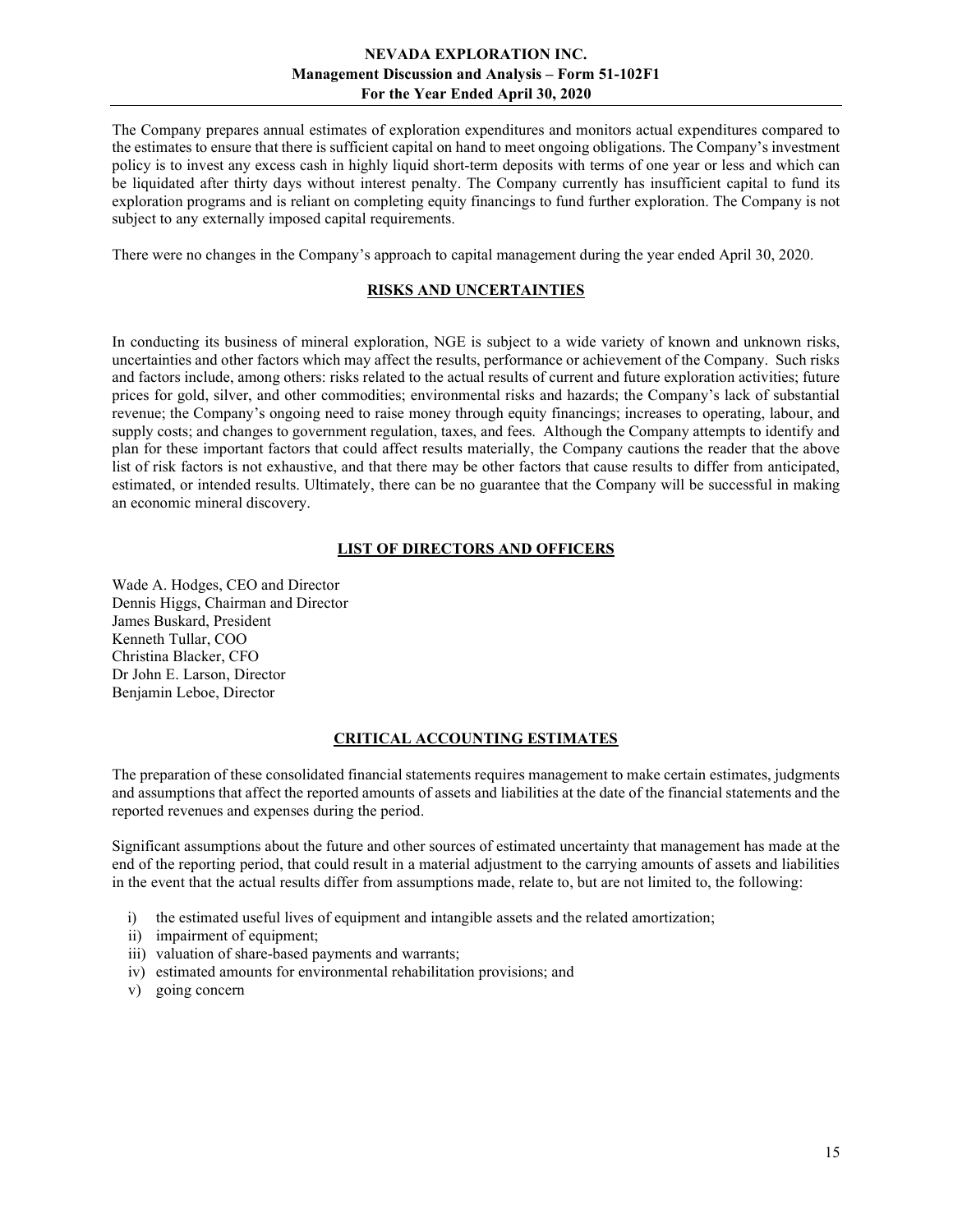The Company prepares annual estimates of exploration expenditures and monitors actual expenditures compared to the estimates to ensure that there is sufficient capital on hand to meet ongoing obligations. The Company's investment policy is to invest any excess cash in highly liquid short-term deposits with terms of one year or less and which can be liquidated after thirty days without interest penalty. The Company currently has insufficient capital to fund its exploration programs and is reliant on completing equity financings to fund further exploration. The Company is not subject to any externally imposed capital requirements.

There were no changes in the Company's approach to capital management during the year ended April 30, 2020.

## RISKS AND UNCERTAINTIES

In conducting its business of mineral exploration, NGE is subject to a wide variety of known and unknown risks, uncertainties and other factors which may affect the results, performance or achievement of the Company. Such risks and factors include, among others: risks related to the actual results of current and future exploration activities; future prices for gold, silver, and other commodities; environmental risks and hazards; the Company's lack of substantial revenue; the Company's ongoing need to raise money through equity financings; increases to operating, labour, and supply costs; and changes to government regulation, taxes, and fees. Although the Company attempts to identify and plan for these important factors that could affect results materially, the Company cautions the reader that the above list of risk factors is not exhaustive, and that there may be other factors that cause results to differ from anticipated, estimated, or intended results. Ultimately, there can be no guarantee that the Company will be successful in making an economic mineral discovery.

## LIST OF DIRECTORS AND OFFICERS

Wade A. Hodges, CEO and Director
Dennis Higgs, Chairman and Director
James Buskard, President
Kenneth Tullar, COO
Christina Blacker, CFO
Dr John E. Larson, Director
Benjamin Leboe, Director

## CRITICAL ACCOUNTING ESTIMATES

The preparation of these consolidated financial statements requires management to make certain estimates, judgments and assumptions that affect the reported amounts of assets and liabilities at the date of the financial statements and the reported revenues and expenses during the period.

Significant assumptions about the future and other sources of estimated uncertainty that management has made at the end of the reporting period, that could result in a material adjustment to the carrying amounts of assets and liabilities in the event that the actual results differ from assumptions made, relate to, but are not limited to, the following:

i) the estimated useful lives of equipment and intangible assets and the related amortization;
ii) impairment of equipment;
iii) valuation of share-based payments and warrants;
iv) estimated amounts for environmental rehabilitation provisions; and
v) going concern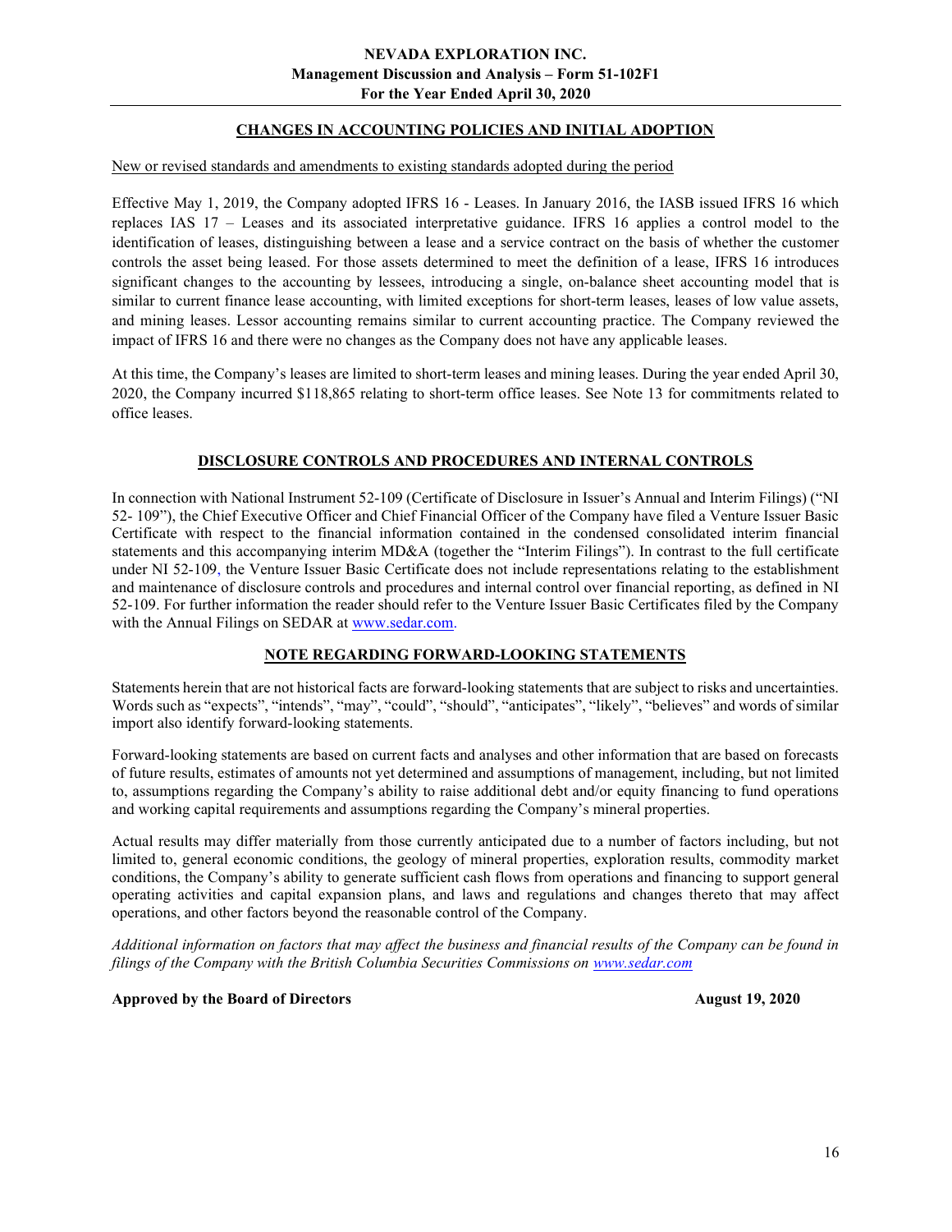## CHANGES IN ACCOUNTING POLICIES AND INITIAL ADOPTION

New or revised standards and amendments to existing standards adopted during the period

Effective May 1, 2019, the Company adopted IFRS 16 - Leases. In January 2016, the IASB issued IFRS 16 which replaces IAS 17 – Leases and its associated interpretative guidance. IFRS 16 applies a control model to the identification of leases, distinguishing between a lease and a service contract on the basis of whether the customer controls the asset being leased. For those assets determined to meet the definition of a lease, IFRS 16 introduces significant changes to the accounting by lessees, introducing a single, on-balance sheet accounting model that is similar to current finance lease accounting, with limited exceptions for short-term leases, leases of low value assets, and mining leases. Lessor accounting remains similar to current accounting practice. The Company reviewed the impact of IFRS 16 and there were no changes as the Company does not have any applicable leases.

At this time, the Company's leases are limited to short-term leases and mining leases. During the year ended April 30, 2020, the Company incurred $118,865 relating to short-term office leases. See Note 13 for commitments related to office leases.

## DISCLOSURE CONTROLS AND PROCEDURES AND INTERNAL CONTROLS

In connection with National Instrument 52-109 (Certificate of Disclosure in Issuer's Annual and Interim Filings) ("NI 52- 109"), the Chief Executive Officer and Chief Financial Officer of the Company have filed a Venture Issuer Basic Certificate with respect to the financial information contained in the condensed consolidated interim financial statements and this accompanying interim MD&A (together the "Interim Filings"). In contrast to the full certificate under NI 52-109, the Venture Issuer Basic Certificate does not include representations relating to the establishment and maintenance of disclosure controls and procedures and internal control over financial reporting, as defined in NI 52-109. For further information the reader should refer to the Venture Issuer Basic Certificates filed by the Company with the Annual Filings on SEDAR at www.sedar.com.

## NOTE REGARDING FORWARD-LOOKING STATEMENTS

Statements herein that are not historical facts are forward-looking statements that are subject to risks and uncertainties. Words such as "expects", "intends", "may", "could", "should", "anticipates", "likely", "believes" and words of similar import also identify forward-looking statements.

Forward-looking statements are based on current facts and analyses and other information that are based on forecasts of future results, estimates of amounts not yet determined and assumptions of management, including, but not limited to, assumptions regarding the Company's ability to raise additional debt and/or equity financing to fund operations and working capital requirements and assumptions regarding the Company's mineral properties.

Actual results may differ materially from those currently anticipated due to a number of factors including, but not limited to, general economic conditions, the geology of mineral properties, exploration results, commodity market conditions, the Company's ability to generate sufficient cash flows from operations and financing to support general operating activities and capital expansion plans, and laws and regulations and changes thereto that may affect operations, and other factors beyond the reasonable control of the Company.

*Additional information on factors that may affect the business and financial results of the Company can be found in filings of the Company with the British Columbia Securities Commissions on www.sedar.com*

**Approved by the Board of Directors** **August 19, 2020**